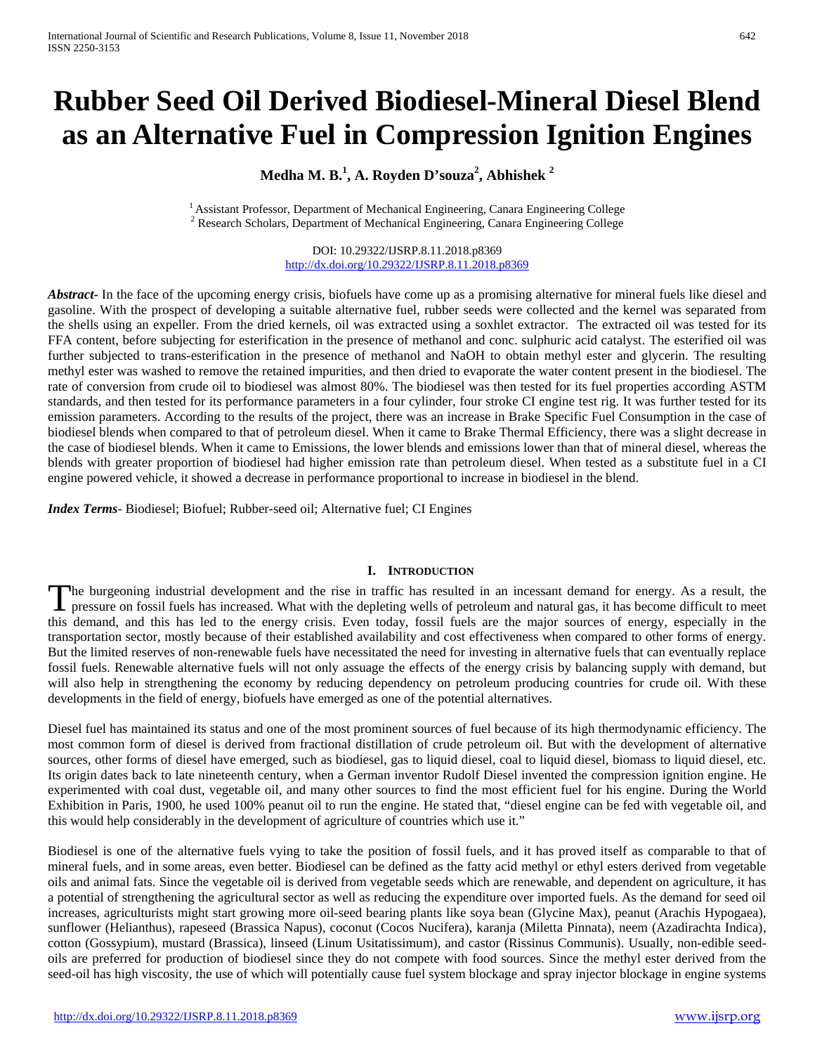# Rubber Seed Oil Derived Biodiesel-Mineral Diesel Blend as an Alternative Fuel in Compression Ignition Engines

**Medha M. B.[1], A. Royden D'souza[2], Abhishek [2]**

[1] Assistant Professor, Department of Mechanical Engineering, Canara Engineering College
[2] Research Scholars, Department of Mechanical Engineering, Canara Engineering College

DOI: 10.29322/IJSRP.8.11.2018.p8369
http://dx.doi.org/10.29322/IJSRP.8.11.2018.p8369

***Abstract***- In the face of the upcoming energy crisis, biofuels have come up as a promising alternative for mineral fuels like diesel and gasoline. With the prospect of developing a suitable alternative fuel, rubber seeds were collected and the kernel was separated from the shells using an expeller. From the dried kernels, oil was extracted using a soxhlet extractor. The extracted oil was tested for its FFA content, before subjecting for esterification in the presence of methanol and conc. sulphuric acid catalyst. The esterified oil was further subjected to trans-esterification in the presence of methanol and NaOH to obtain methyl ester and glycerin. The resulting methyl ester was washed to remove the retained impurities, and then dried to evaporate the water content present in the biodiesel. The rate of conversion from crude oil to biodiesel was almost 80%. The biodiesel was then tested for its fuel properties according ASTM standards, and then tested for its performance parameters in a four cylinder, four stroke CI engine test rig. It was further tested for its emission parameters. According to the results of the project, there was an increase in Brake Specific Fuel Consumption in the case of biodiesel blends when compared to that of petroleum diesel. When it came to Brake Thermal Efficiency, there was a slight decrease in the case of biodiesel blends. When it came to Emissions, the lower blends and emissions lower than that of mineral diesel, whereas the blends with greater proportion of biodiesel had higher emission rate than petroleum diesel. When tested as a substitute fuel in a CI engine powered vehicle, it showed a decrease in performance proportional to increase in biodiesel in the blend.

***Index Terms***- Biodiesel; Biofuel; Rubber-seed oil; Alternative fuel; CI Engines

## I. Introduction

The burgeoning industrial development and the rise in traffic has resulted in an incessant demand for energy. As a result, the pressure on fossil fuels has increased. What with the depleting wells of petroleum and natural gas, it has become difficult to meet this demand, and this has led to the energy crisis. Even today, fossil fuels are the major sources of energy, especially in the transportation sector, mostly because of their established availability and cost effectiveness when compared to other forms of energy. But the limited reserves of non-renewable fuels have necessitated the need for investing in alternative fuels that can eventually replace fossil fuels. Renewable alternative fuels will not only assuage the effects of the energy crisis by balancing supply with demand, but will also help in strengthening the economy by reducing dependency on petroleum producing countries for crude oil. With these developments in the field of energy, biofuels have emerged as one of the potential alternatives.

Diesel fuel has maintained its status and one of the most prominent sources of fuel because of its high thermodynamic efficiency. The most common form of diesel is derived from fractional distillation of crude petroleum oil. But with the development of alternative sources, other forms of diesel have emerged, such as biodiesel, gas to liquid diesel, coal to liquid diesel, biomass to liquid diesel, etc. Its origin dates back to late nineteenth century, when a German inventor Rudolf Diesel invented the compression ignition engine. He experimented with coal dust, vegetable oil, and many other sources to find the most efficient fuel for his engine. During the World Exhibition in Paris, 1900, he used 100% peanut oil to run the engine. He stated that, "diesel engine can be fed with vegetable oil, and this would help considerably in the development of agriculture of countries which use it."

Biodiesel is one of the alternative fuels vying to take the position of fossil fuels, and it has proved itself as comparable to that of mineral fuels, and in some areas, even better. Biodiesel can be defined as the fatty acid methyl or ethyl esters derived from vegetable oils and animal fats. Since the vegetable oil is derived from vegetable seeds which are renewable, and dependent on agriculture, it has a potential of strengthening the agricultural sector as well as reducing the expenditure over imported fuels. As the demand for seed oil increases, agriculturists might start growing more oil-seed bearing plants like soya bean (Glycine Max), peanut (Arachis Hypogaea), sunflower (Helianthus), rapeseed (Brassica Napus), coconut (Cocos Nucifera), karanja (Miletta Pinnata), neem (Azadirachta Indica), cotton (Gossypium), mustard (Brassica), linseed (Linum Usitatissimum), and castor (Rissinus Communis). Usually, non-edible seed-oils are preferred for production of biodiesel since they do not compete with food sources. Since the methyl ester derived from the seed-oil has high viscosity, the use of which will potentially cause fuel system blockage and spray injector blockage in engine systems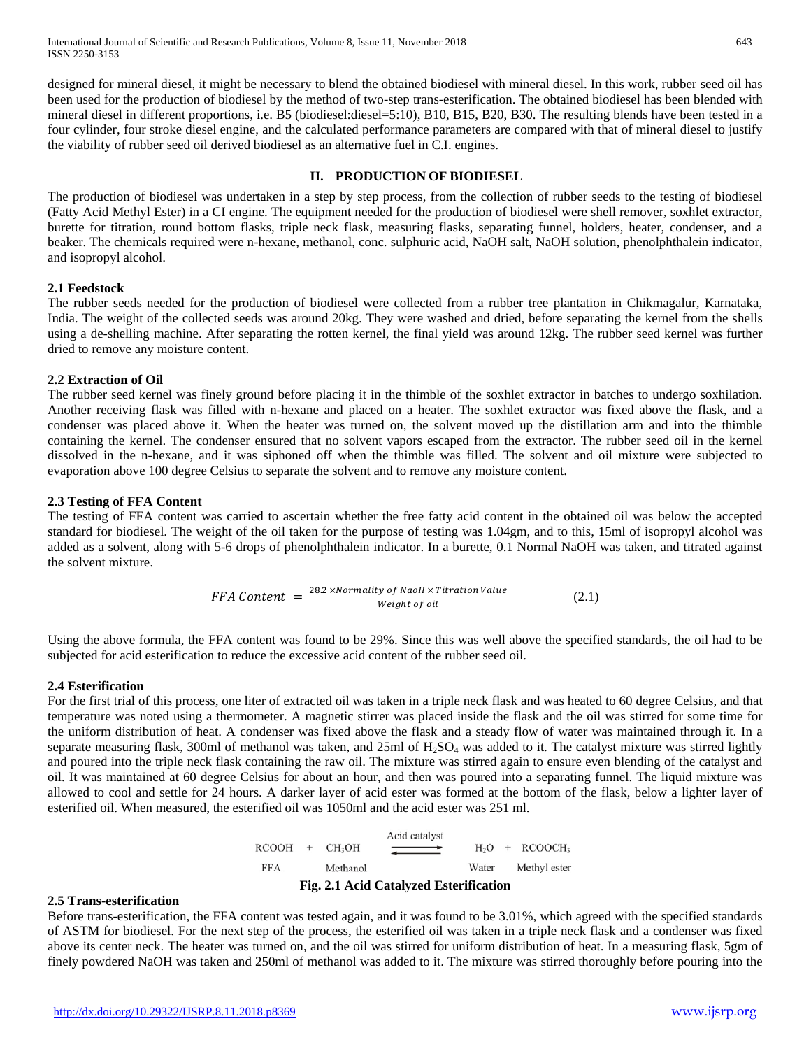designed for mineral diesel, it might be necessary to blend the obtained biodiesel with mineral diesel. In this work, rubber seed oil has been used for the production of biodiesel by the method of two-step trans-esterification. The obtained biodiesel has been blended with mineral diesel in different proportions, i.e. B5 (biodiesel:diesel=5:10), B10, B15, B20, B30. The resulting blends have been tested in a four cylinder, four stroke diesel engine, and the calculated performance parameters are compared with that of mineral diesel to justify the viability of rubber seed oil derived biodiesel as an alternative fuel in C.I. engines.

## II. PRODUCTION OF BIODIESEL

The production of biodiesel was undertaken in a step by step process, from the collection of rubber seeds to the testing of biodiesel (Fatty Acid Methyl Ester) in a CI engine. The equipment needed for the production of biodiesel were shell remover, soxhlet extractor, burette for titration, round bottom flasks, triple neck flask, measuring flasks, separating funnel, holders, heater, condenser, and a beaker. The chemicals required were n-hexane, methanol, conc. sulphuric acid, NaOH salt, NaOH solution, phenolphthalein indicator, and isopropyl alcohol.

### 2.1 Feedstock

The rubber seeds needed for the production of biodiesel were collected from a rubber tree plantation in Chikmagalur, Karnataka, India. The weight of the collected seeds was around 20kg. They were washed and dried, before separating the kernel from the shells using a de-shelling machine. After separating the rotten kernel, the final yield was around 12kg. The rubber seed kernel was further dried to remove any moisture content.

### 2.2 Extraction of Oil

The rubber seed kernel was finely ground before placing it in the thimble of the soxhlet extractor in batches to undergo soxhilation. Another receiving flask was filled with n-hexane and placed on a heater. The soxhlet extractor was fixed above the flask, and a condenser was placed above it. When the heater was turned on, the solvent moved up the distillation arm and into the thimble containing the kernel. The condenser ensured that no solvent vapors escaped from the extractor. The rubber seed oil in the kernel dissolved in the n-hexane, and it was siphoned off when the thimble was filled. The solvent and oil mixture were subjected to evaporation above 100 degree Celsius to separate the solvent and to remove any moisture content.

### 2.3 Testing of FFA Content

The testing of FFA content was carried to ascertain whether the free fatty acid content in the obtained oil was below the accepted standard for biodiesel. The weight of the oil taken for the purpose of testing was 1.04gm, and to this, 15ml of isopropyl alcohol was added as a solvent, along with 5-6 drops of phenolphthalein indicator. In a burette, 0.1 Normal NaOH was taken, and titrated against the solvent mixture.

$$FFA\ Content = \frac{28.2 \times Normality\ of\ NaoH \times Titration\ Value}{Weight\ of\ oil} \qquad (2.1)$$

Using the above formula, the FFA content was found to be 29%. Since this was well above the specified standards, the oil had to be subjected for acid esterification to reduce the excessive acid content of the rubber seed oil.

### 2.4 Esterification

For the first trial of this process, one liter of extracted oil was taken in a triple neck flask and was heated to 60 degree Celsius, and that temperature was noted using a thermometer. A magnetic stirrer was placed inside the flask and the oil was stirred for some time for the uniform distribution of heat. A condenser was fixed above the flask and a steady flow of water was maintained through it. In a separate measuring flask, 300ml of methanol was taken, and 25ml of $H_2SO_4$ was added to it. The catalyst mixture was stirred lightly and poured into the triple neck flask containing the raw oil. The mixture was stirred again to ensure even blending of the catalyst and oil. It was maintained at 60 degree Celsius for about an hour, and then was poured into a separating funnel. The liquid mixture was allowed to cool and settle for 24 hours. A darker layer of acid ester was formed at the bottom of the flask, below a lighter layer of esterified oil. When measured, the esterified oil was 1050ml and the acid ester was 251 ml.

$$\underset{\text{FFA}}{RCOOH} + \underset{\text{Methanol}}{CH_3OH} \xrightleftharpoons{\text{Acid catalyst}} \underset{\text{Water}}{H_2O} + \underset{\text{Methyl ester}}{RCOOCH_3}$$

**Fig. 2.1 Acid Catalyzed Esterification**

### 2.5 Trans-esterification

Before trans-esterification, the FFA content was tested again, and it was found to be 3.01%, which agreed with the specified standards of ASTM for biodiesel. For the next step of the process, the esterified oil was taken in a triple neck flask and a condenser was fixed above its center neck. The heater was turned on, and the oil was stirred for uniform distribution of heat. In a measuring flask, 5gm of finely powdered NaOH was taken and 250ml of methanol was added to it. The mixture was stirred thoroughly before pouring into the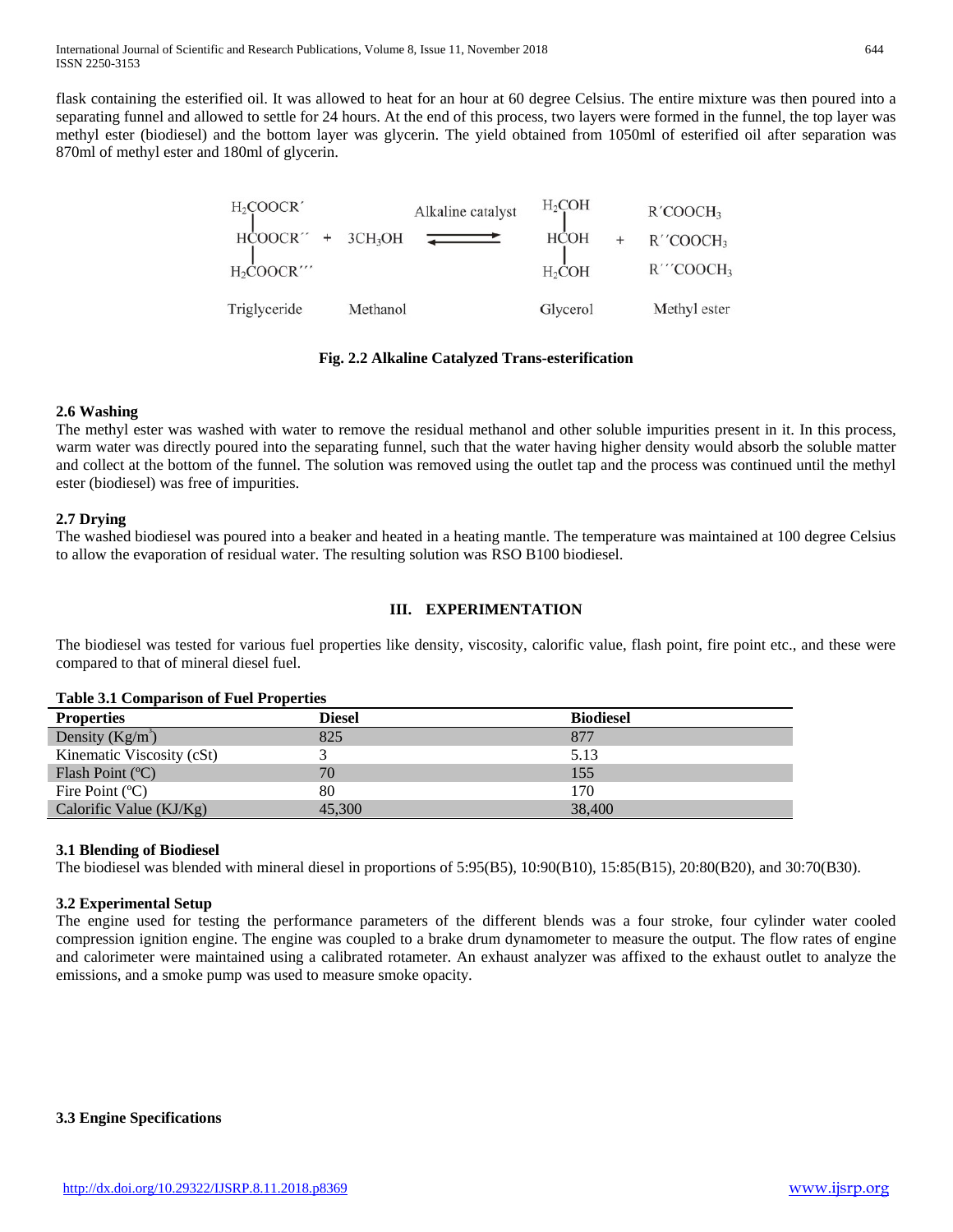flask containing the esterified oil. It was allowed to heat for an hour at 60 degree Celsius. The entire mixture was then poured into a separating funnel and allowed to settle for 24 hours. At the end of this process, two layers were formed in the funnel, the top layer was methyl ester (biodiesel) and the bottom layer was glycerin. The yield obtained from 1050ml of esterified oil after separation was 870ml of methyl ester and 180ml of glycerin.

$$
\begin{matrix} H_2COOCR' \\ HCOOCR'' \\ H_2COOCR''' \end{matrix} + 3CH_3OH \xrightleftharpoons{\text{Alkaline catalyst}} \begin{matrix} H_2COH \\ HCOH \\ H_2COH \end{matrix} + \begin{matrix} R'COOCH_3 \\ R''COOCH_3 \\ R'''COOCH_3 \end{matrix}
$$

Triglyceride  Methanol  Glycerol  Methyl ester

**Fig. 2.2 Alkaline Catalyzed Trans-esterification**

### 2.6 Washing

The methyl ester was washed with water to remove the residual methanol and other soluble impurities present in it. In this process, warm water was directly poured into the separating funnel, such that the water having higher density would absorb the soluble matter and collect at the bottom of the funnel. The solution was removed using the outlet tap and the process was continued until the methyl ester (biodiesel) was free of impurities.

### 2.7 Drying

The washed biodiesel was poured into a beaker and heated in a heating mantle. The temperature was maintained at 100 degree Celsius to allow the evaporation of residual water. The resulting solution was RSO B100 biodiesel.

## III. EXPERIMENTATION

The biodiesel was tested for various fuel properties like density, viscosity, calorific value, flash point, fire point etc., and these were compared to that of mineral diesel fuel.

**Table 3.1 Comparison of Fuel Properties**

| Properties | Diesel | Biodiesel |
|---|---|---|
| Density ($Kg/m^3$) | 825 | 877 |
| Kinematic Viscosity (cSt) | 3 | 5.13 |
| Flash Point (ºC) | 70 | 155 |
| Fire Point (ºC) | 80 | 170 |
| Calorific Value (KJ/Kg) | 45,300 | 38,400 |

### 3.1 Blending of Biodiesel

The biodiesel was blended with mineral diesel in proportions of 5:95(B5), 10:90(B10), 15:85(B15), 20:80(B20), and 30:70(B30).

### 3.2 Experimental Setup

The engine used for testing the performance parameters of the different blends was a four stroke, four cylinder water cooled compression ignition engine. The engine was coupled to a brake drum dynamometer to measure the output. The flow rates of engine and calorimeter were maintained using a calibrated rotameter. An exhaust analyzer was affixed to the exhaust outlet to analyze the emissions, and a smoke pump was used to measure smoke opacity.

### 3.3 Engine Specifications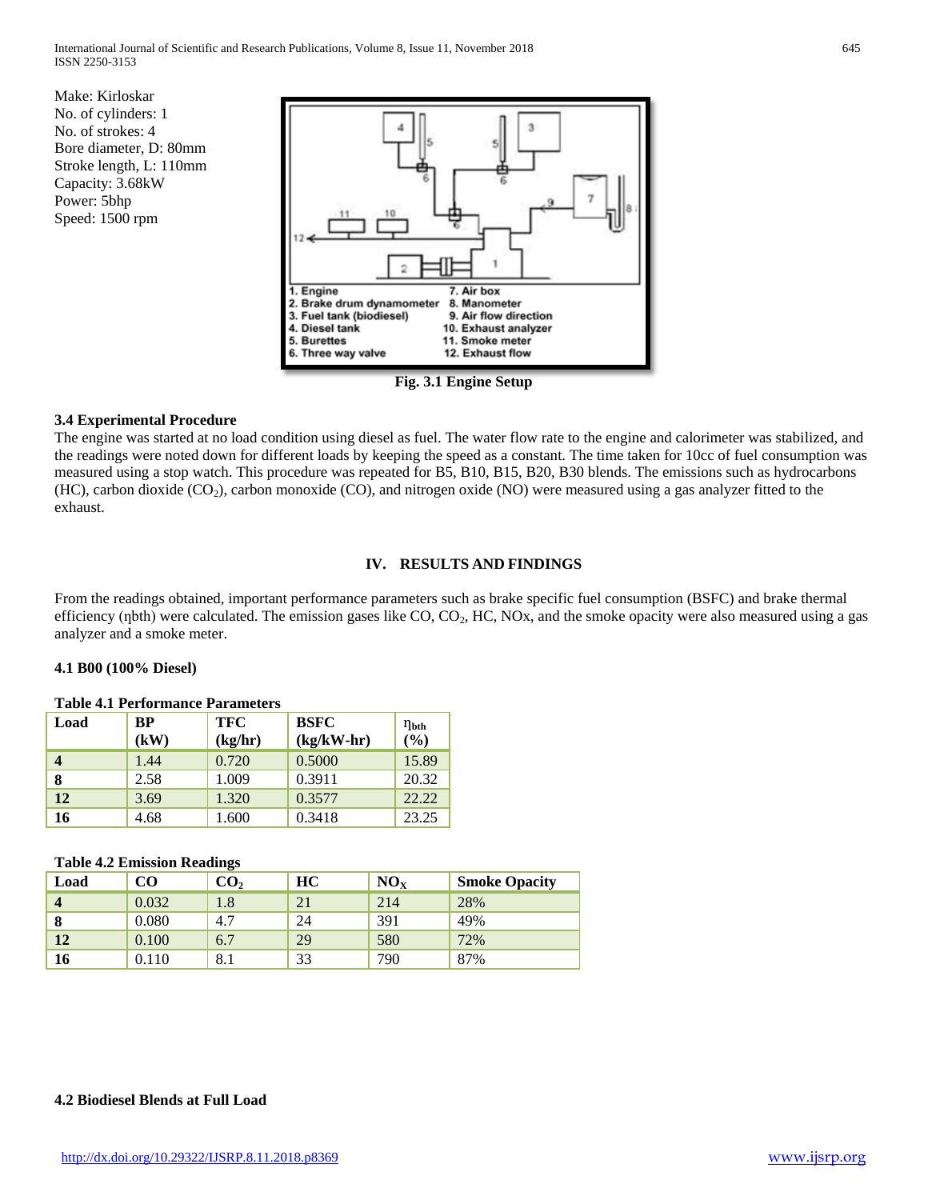Make: Kirloskar
No. of cylinders: 1
No. of strokes: 4
Bore diameter, D: 80mm
Stroke length, L: 110mm
Capacity: 3.68kW
Power: 5bhp
Speed: 1500 rpm

1. Engine
2. Brake drum dynamometer
3. Fuel tank (biodiesel)
4. Diesel tank
5. Burettes
6. Three way valve
7. Air box
8. Manometer
9. Air flow direction
10. Exhaust analyzer
11. Smoke meter
12. Exhaust flow

**Fig. 3.1 Engine Setup**

### 3.4 Experimental Procedure

The engine was started at no load condition using diesel as fuel. The water flow rate to the engine and calorimeter was stabilized, and the readings were noted down for different loads by keeping the speed as a constant. The time taken for 10cc of fuel consumption was measured using a stop watch. This procedure was repeated for B5, B10, B15, B20, B30 blends. The emissions such as hydrocarbons (HC), carbon dioxide ($CO_2$), carbon monoxide (CO), and nitrogen oxide (NO) were measured using a gas analyzer fitted to the exhaust.

## IV. RESULTS AND FINDINGS

From the readings obtained, important performance parameters such as brake specific fuel consumption (BSFC) and brake thermal efficiency ($\eta$bth) were calculated. The emission gases like CO, $CO_2$, HC, NOx, and the smoke opacity were also measured using a gas analyzer and a smoke meter.

### 4.1 B00 (100% Diesel)

**Table 4.1 Performance Parameters**

| Load | BP (kW) | TFC (kg/hr) | BSFC (kg/kW-hr) | $\eta_{bth}$ (%) |
|---|---|---|---|---|
| **4** | 1.44 | 0.720 | 0.5000 | 15.89 |
| **8** | 2.58 | 1.009 | 0.3911 | 20.32 |
| **12** | 3.69 | 1.320 | 0.3577 | 22.22 |
| **16** | 4.68 | 1.600 | 0.3418 | 23.25 |

**Table 4.2 Emission Readings**

| Load | CO | $CO_2$ | HC | $NO_X$ | Smoke Opacity |
|---|---|---|---|---|---|
| **4** | 0.032 | 1.8 | 21 | 214 | 28% |
| **8** | 0.080 | 4.7 | 24 | 391 | 49% |
| **12** | 0.100 | 6.7 | 29 | 580 | 72% |
| **16** | 0.110 | 8.1 | 33 | 790 | 87% |

### 4.2 Biodiesel Blends at Full Load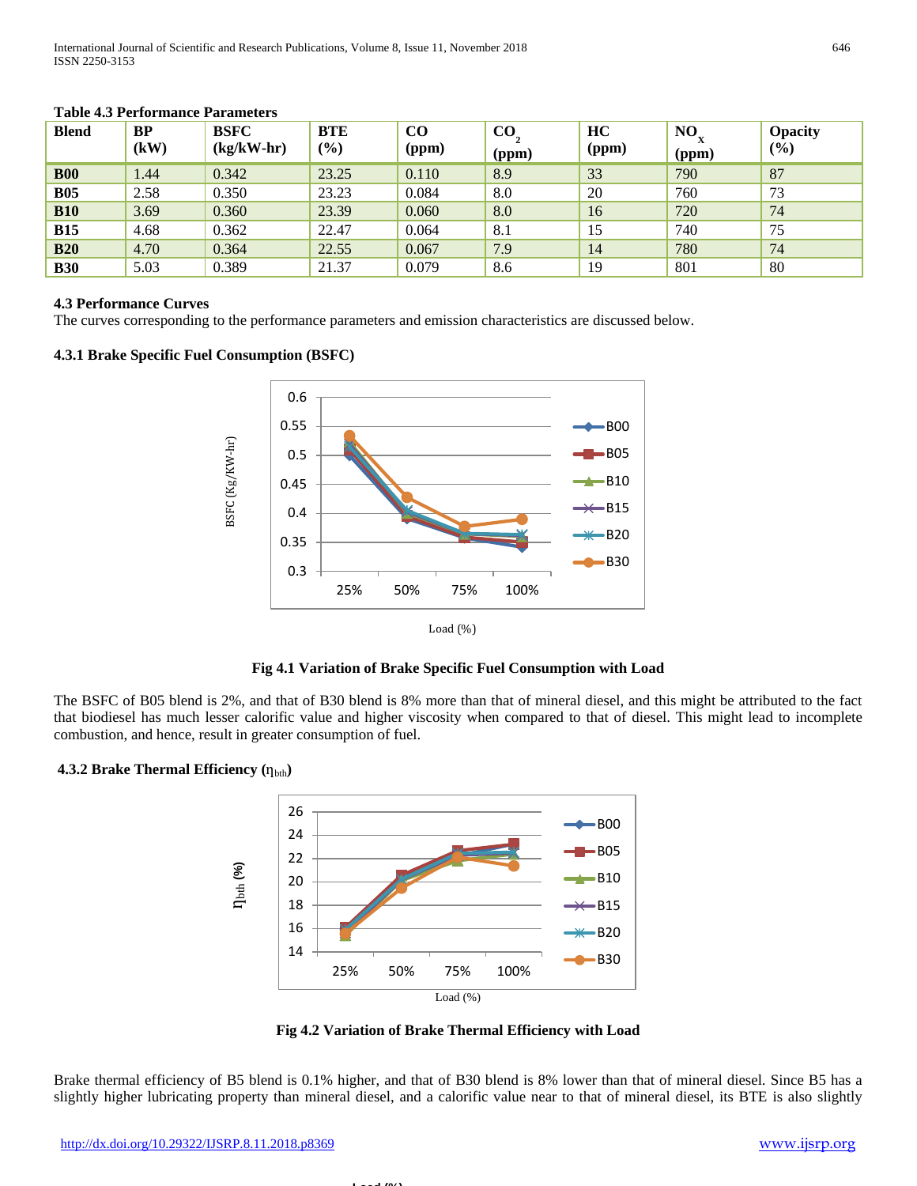**Table 4.3 Performance Parameters**

| Blend | BP (kW) | BSFC (kg/kW-hr) | BTE (%) | CO (ppm) | $CO_2$ (ppm) | HC (ppm) | $NO_x$ (ppm) | Opacity (%) |
|---|---|---|---|---|---|---|---|---|
| **B00** | 1.44 | 0.342 | 23.25 | 0.110 | 8.9 | 33 | 790 | 87 |
| **B05** | 2.58 | 0.350 | 23.23 | 0.084 | 8.0 | 20 | 760 | 73 |
| **B10** | 3.69 | 0.360 | 23.39 | 0.060 | 8.0 | 16 | 720 | 74 |
| **B15** | 4.68 | 0.362 | 22.47 | 0.064 | 8.1 | 15 | 740 | 75 |
| **B20** | 4.70 | 0.364 | 22.55 | 0.067 | 7.9 | 14 | 780 | 74 |
| **B30** | 5.03 | 0.389 | 21.37 | 0.079 | 8.6 | 19 | 801 | 80 |

**4.3 Performance Curves**

The curves corresponding to the performance parameters and emission characteristics are discussed below.

**4.3.1 Brake Specific Fuel Consumption (BSFC)**

**Fig 4.1 Variation of Brake Specific Fuel Consumption with Load**

The BSFC of B05 blend is 2%, and that of B30 blend is 8% more than that of mineral diesel, and this might be attributed to the fact that biodiesel has much lesser calorific value and higher viscosity when compared to that of diesel. This might lead to incomplete combustion, and hence, result in greater consumption of fuel.

**4.3.2 Brake Thermal Efficiency ($\eta_{bth}$)**

**Fig 4.2 Variation of Brake Thermal Efficiency with Load**

Brake thermal efficiency of B5 blend is 0.1% higher, and that of B30 blend is 8% lower than that of mineral diesel. Since B5 has a slightly higher lubricating property than mineral diesel, and a calorific value near to that of mineral diesel, its BTE is also slightly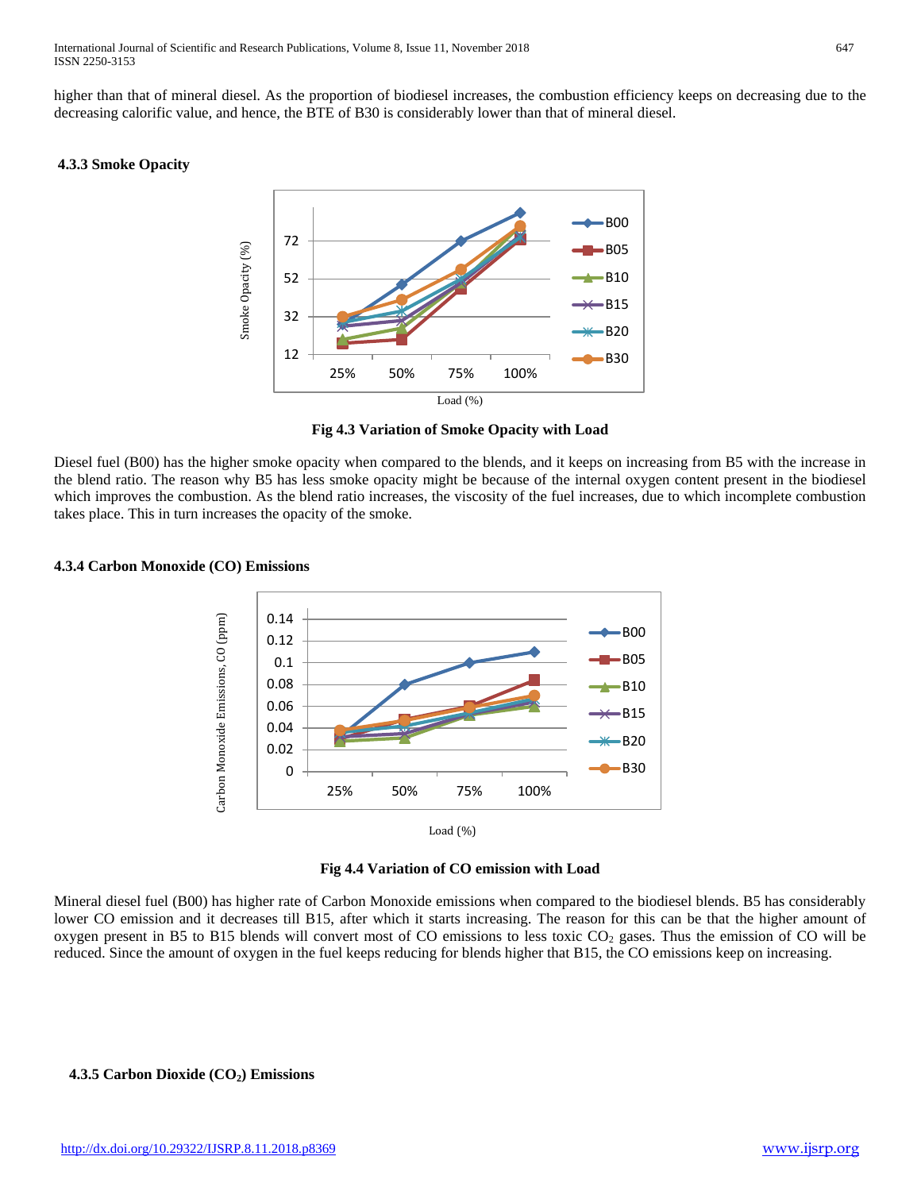higher than that of mineral diesel. As the proportion of biodiesel increases, the combustion efficiency keeps on decreasing due to the decreasing calorific value, and hence, the BTE of B30 is considerably lower than that of mineral diesel.

### 4.3.3 Smoke Opacity

**Fig 4.3 Variation of Smoke Opacity with Load**

Diesel fuel (B00) has the higher smoke opacity when compared to the blends, and it keeps on increasing from B5 with the increase in the blend ratio. The reason why B5 has less smoke opacity might be because of the internal oxygen content present in the biodiesel which improves the combustion. As the blend ratio increases, the viscosity of the fuel increases, due to which incomplete combustion takes place. This in turn increases the opacity of the smoke.

### 4.3.4 Carbon Monoxide (CO) Emissions

**Fig 4.4 Variation of CO emission with Load**

Mineral diesel fuel (B00) has higher rate of Carbon Monoxide emissions when compared to the biodiesel blends. B5 has considerably lower CO emission and it decreases till B15, after which it starts increasing. The reason for this can be that the higher amount of oxygen present in B5 to B15 blends will convert most of CO emissions to less toxic $CO_2$ gases. Thus the emission of CO will be reduced. Since the amount of oxygen in the fuel keeps reducing for blends higher that B15, the CO emissions keep on increasing.

### 4.3.5 Carbon Dioxide ($CO_2$) Emissions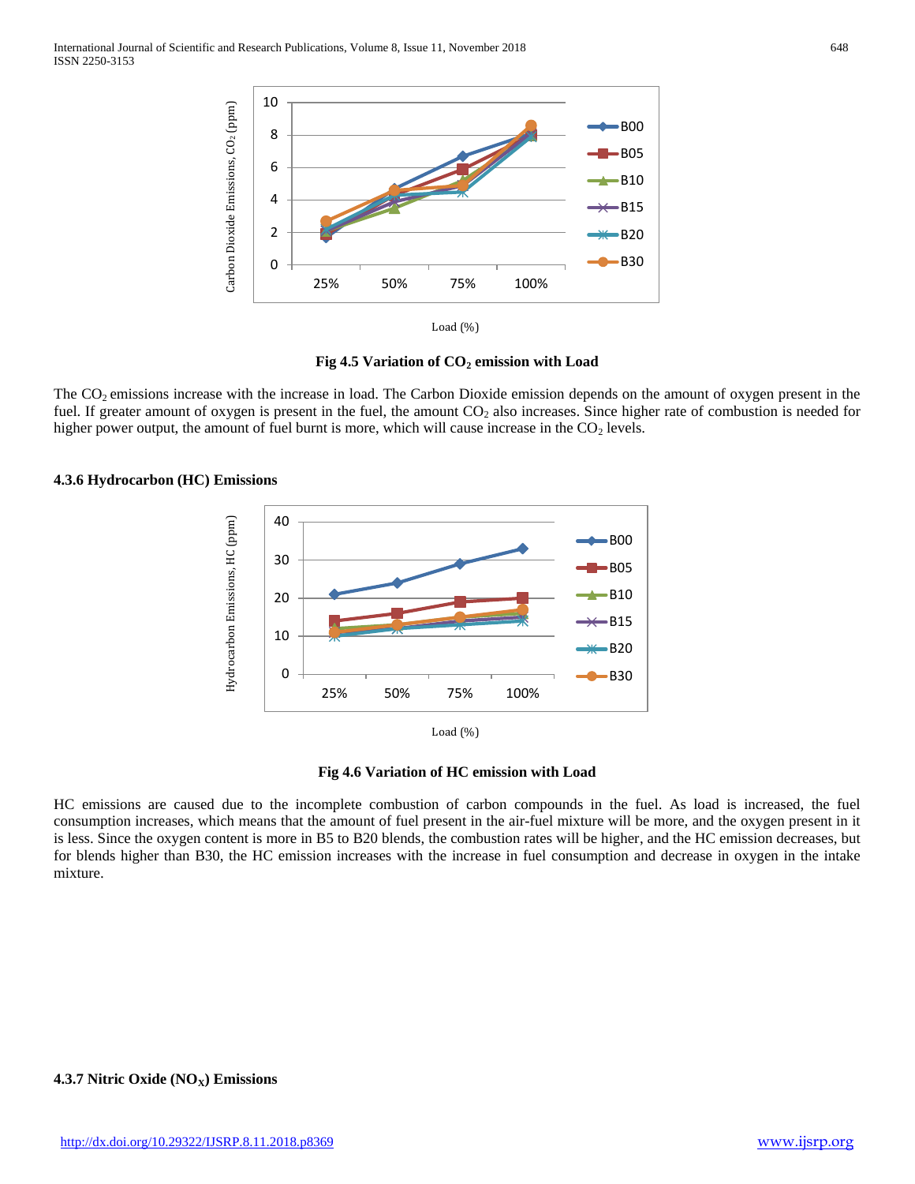Fig 4.5 Variation of $CO_2$ emission with Load

The $CO_2$ emissions increase with the increase in load. The Carbon Dioxide emission depends on the amount of oxygen present in the fuel. If greater amount of oxygen is present in the fuel, the amount $CO_2$ also increases. Since higher rate of combustion is needed for higher power output, the amount of fuel burnt is more, which will cause increase in the $CO_2$ levels.

### 4.3.6 Hydrocarbon (HC) Emissions

Fig 4.6 Variation of HC emission with Load

HC emissions are caused due to the incomplete combustion of carbon compounds in the fuel. As load is increased, the fuel consumption increases, which means that the amount of fuel present in the air-fuel mixture will be more, and the oxygen present in it is less. Since the oxygen content is more in B5 to B20 blends, the combustion rates will be higher, and the HC emission decreases, but for blends higher than B30, the HC emission increases with the increase in fuel consumption and decrease in oxygen in the intake mixture.

### 4.3.7 Nitric Oxide ($NO_X$) Emissions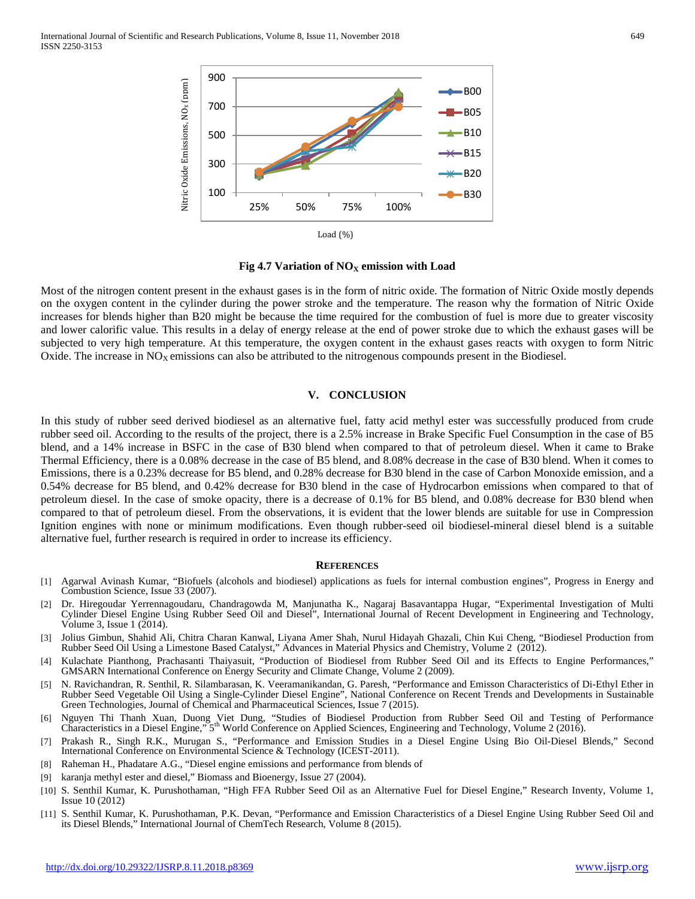Fig 4.7 Variation of $NO_X$ emission with Load

Most of the nitrogen content present in the exhaust gases is in the form of nitric oxide. The formation of Nitric Oxide mostly depends on the oxygen content in the cylinder during the power stroke and the temperature. The reason why the formation of Nitric Oxide increases for blends higher than B20 might be because the time required for the combustion of fuel is more due to greater viscosity and lower calorific value. This results in a delay of energy release at the end of power stroke due to which the exhaust gases will be subjected to very high temperature. At this temperature, the oxygen content in the exhaust gases reacts with oxygen to form Nitric Oxide. The increase in $NO_X$ emissions can also be attributed to the nitrogenous compounds present in the Biodiesel.

## V. CONCLUSION

In this study of rubber seed derived biodiesel as an alternative fuel, fatty acid methyl ester was successfully produced from crude rubber seed oil. According to the results of the project, there is a 2.5% increase in Brake Specific Fuel Consumption in the case of B5 blend, and a 14% increase in BSFC in the case of B30 blend when compared to that of petroleum diesel. When it came to Brake Thermal Efficiency, there is a 0.08% decrease in the case of B5 blend, and 8.08% decrease in the case of B30 blend. When it comes to Emissions, there is a 0.23% decrease for B5 blend, and 0.28% decrease for B30 blend in the case of Carbon Monoxide emission, and a 0.54% decrease for B5 blend, and 0.42% decrease for B30 blend in the case of Hydrocarbon emissions when compared to that of petroleum diesel. In the case of smoke opacity, there is a decrease of 0.1% for B5 blend, and 0.08% decrease for B30 blend when compared to that of petroleum diesel. From the observations, it is evident that the lower blends are suitable for use in Compression Ignition engines with none or minimum modifications. Even though rubber-seed oil biodiesel-mineral diesel blend is a suitable alternative fuel, further research is required in order to increase its efficiency.

## REFERENCES

[1] Agarwal Avinash Kumar, "Biofuels (alcohols and biodiesel) applications as fuels for internal combustion engines", Progress in Energy and Combustion Science, Issue 33 (2007).

[2] Dr. Hiregoudar Yerrennagoudaru, Chandragowda M, Manjunatha K., Nagaraj Basavantappa Hugar, "Experimental Investigation of Multi Cylinder Diesel Engine Using Rubber Seed Oil and Diesel", International Journal of Recent Development in Engineering and Technology, Volume 3, Issue 1 (2014).

[3] Jolius Gimbun, Shahid Ali, Chitra Charan Kanwal, Liyana Amer Shah, Nurul Hidayah Ghazali, Chin Kui Cheng, "Biodiesel Production from Rubber Seed Oil Using a Limestone Based Catalyst," Advances in Material Physics and Chemistry, Volume 2 (2012).

[4] Kulachate Pianthong, Prachasanti Thaiyasuit, "Production of Biodiesel from Rubber Seed Oil and its Effects to Engine Performances," GMSARN International Conference on Energy Security and Climate Change, Volume 2 (2009).

[5] N. Ravichandran, R. Senthil, R. Silambarasan, K. Veeramanikandan, G. Paresh, "Performance and Emisson Characteristics of Di-Ethyl Ether in Rubber Seed Vegetable Oil Using a Single-Cylinder Diesel Engine", National Conference on Recent Trends and Developments in Sustainable Green Technologies, Journal of Chemical and Pharmaceutical Sciences, Issue 7 (2015).

[6] Nguyen Thi Thanh Xuan, Duong Viet Dung, "Studies of Biodiesel Production from Rubber Seed Oil and Testing of Performance Characteristics in a Diesel Engine," 5th World Conference on Applied Sciences, Engineering and Technology, Volume 2 (2016).

[7] Prakash R., Singh R.K., Murugan S., "Performance and Emission Studies in a Diesel Engine Using Bio Oil-Diesel Blends," Second International Conference on Environmental Science & Technology (ICEST-2011).

[8] Raheman H., Phadatare A.G., "Diesel engine emissions and performance from blends of

[9] karanja methyl ester and diesel," Biomass and Bioenergy, Issue 27 (2004).

[10] S. Senthil Kumar, K. Purushothaman, "High FFA Rubber Seed Oil as an Alternative Fuel for Diesel Engine," Research Inventy, Volume 1, Issue 10 (2012)

[11] S. Senthil Kumar, K. Purushothaman, P.K. Devan, "Performance and Emission Characteristics of a Diesel Engine Using Rubber Seed Oil and its Diesel Blends," International Journal of ChemTech Research, Volume 8 (2015).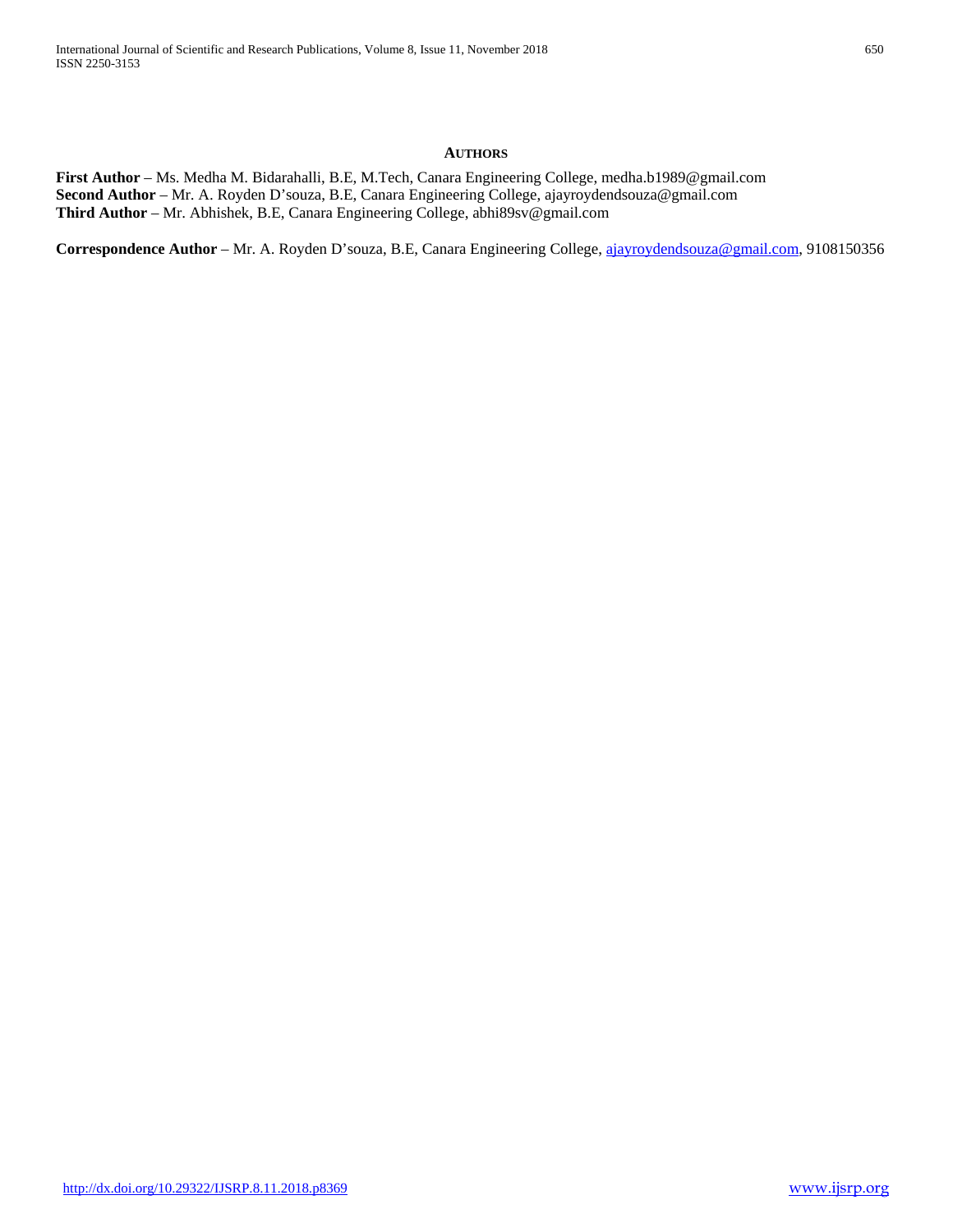### AUTHORS

**First Author** – Ms. Medha M. Bidarahalli, B.E, M.Tech, Canara Engineering College, medha.b1989@gmail.com
**Second Author** – Mr. A. Royden D'souza, B.E, Canara Engineering College, ajayroydendsouza@gmail.com
**Third Author** – Mr. Abhishek, B.E, Canara Engineering College, abhi89sv@gmail.com

**Correspondence Author** – Mr. A. Royden D'souza, B.E, Canara Engineering College, ajayroydendsouza@gmail.com, 9108150356